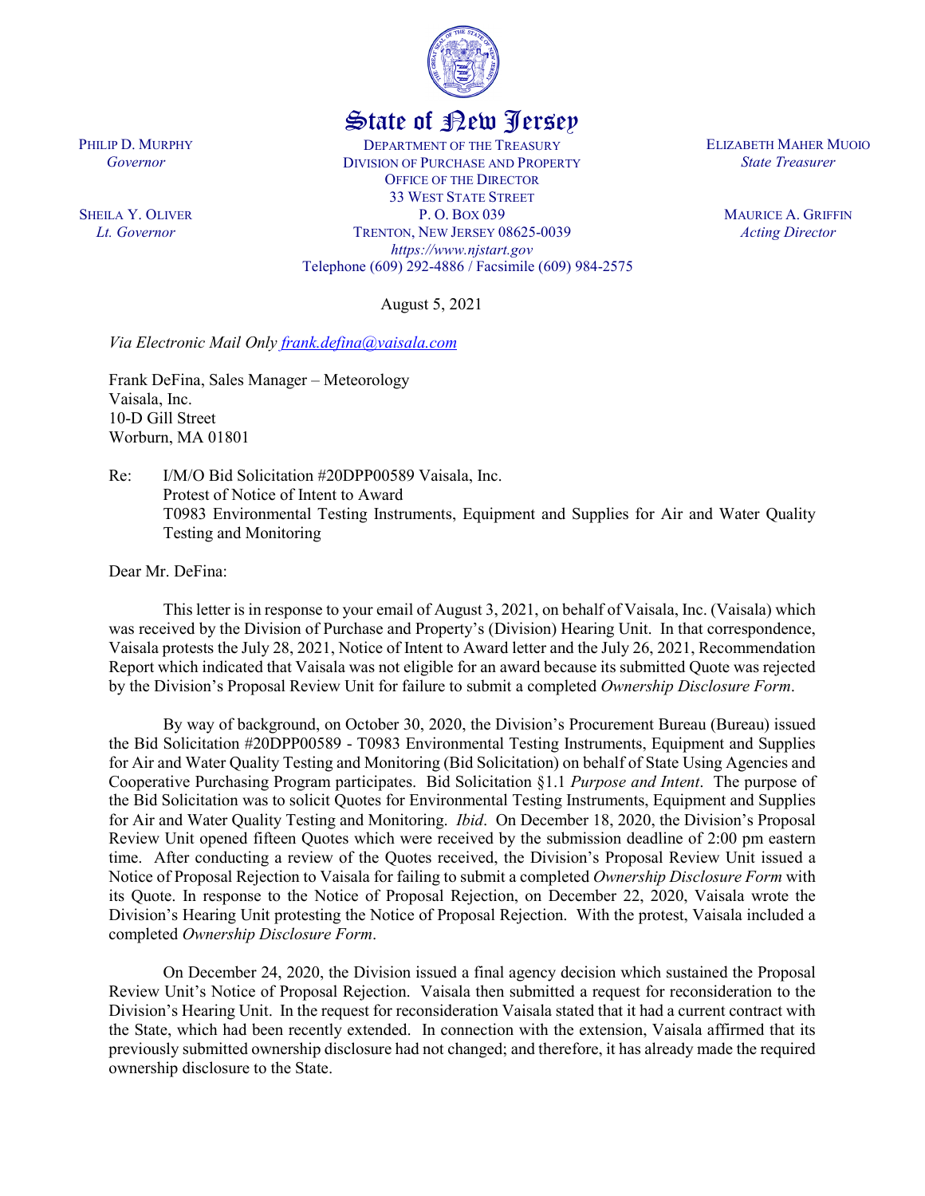State of New Jersey

PHILIP D. MURPHY
*Governor*

SHEILA Y. OLIVER
*Lt. Governor*

DEPARTMENT OF THE TREASURY
DIVISION OF PURCHASE AND PROPERTY
OFFICE OF THE DIRECTOR
33 WEST STATE STREET
P. O. BOX 039
TRENTON, NEW JERSEY 08625-0039
*https://www.njstart.gov*
Telephone (609) 292-4886 / Facsimile (609) 984-2575

ELIZABETH MAHER MUOIO
*State Treasurer*

MAURICE A. GRIFFIN
*Acting Director*

August 5, 2021

*Via Electronic Mail Only frank.defina@vaisala.com*

Frank DeFina, Sales Manager – Meteorology
Vaisala, Inc.
10-D Gill Street
Worburn, MA 01801

Re: I/M/O Bid Solicitation #20DPP00589 Vaisala, Inc.
Protest of Notice of Intent to Award
T0983 Environmental Testing Instruments, Equipment and Supplies for Air and Water Quality Testing and Monitoring

Dear Mr. DeFina:

This letter is in response to your email of August 3, 2021, on behalf of Vaisala, Inc. (Vaisala) which was received by the Division of Purchase and Property's (Division) Hearing Unit. In that correspondence, Vaisala protests the July 28, 2021, Notice of Intent to Award letter and the July 26, 2021, Recommendation Report which indicated that Vaisala was not eligible for an award because its submitted Quote was rejected by the Division's Proposal Review Unit for failure to submit a completed *Ownership Disclosure Form*.

By way of background, on October 30, 2020, the Division's Procurement Bureau (Bureau) issued the Bid Solicitation #20DPP00589 - T0983 Environmental Testing Instruments, Equipment and Supplies for Air and Water Quality Testing and Monitoring (Bid Solicitation) on behalf of State Using Agencies and Cooperative Purchasing Program participates. Bid Solicitation §1.1 *Purpose and Intent*. The purpose of the Bid Solicitation was to solicit Quotes for Environmental Testing Instruments, Equipment and Supplies for Air and Water Quality Testing and Monitoring. *Ibid*. On December 18, 2020, the Division's Proposal Review Unit opened fifteen Quotes which were received by the submission deadline of 2:00 pm eastern time. After conducting a review of the Quotes received, the Division's Proposal Review Unit issued a Notice of Proposal Rejection to Vaisala for failing to submit a completed *Ownership Disclosure Form* with its Quote. In response to the Notice of Proposal Rejection, on December 22, 2020, Vaisala wrote the Division's Hearing Unit protesting the Notice of Proposal Rejection. With the protest, Vaisala included a completed *Ownership Disclosure Form*.

On December 24, 2020, the Division issued a final agency decision which sustained the Proposal Review Unit's Notice of Proposal Rejection. Vaisala then submitted a request for reconsideration to the Division's Hearing Unit. In the request for reconsideration Vaisala stated that it had a current contract with the State, which had been recently extended. In connection with the extension, Vaisala affirmed that its previously submitted ownership disclosure had not changed; and therefore, it has already made the required ownership disclosure to the State.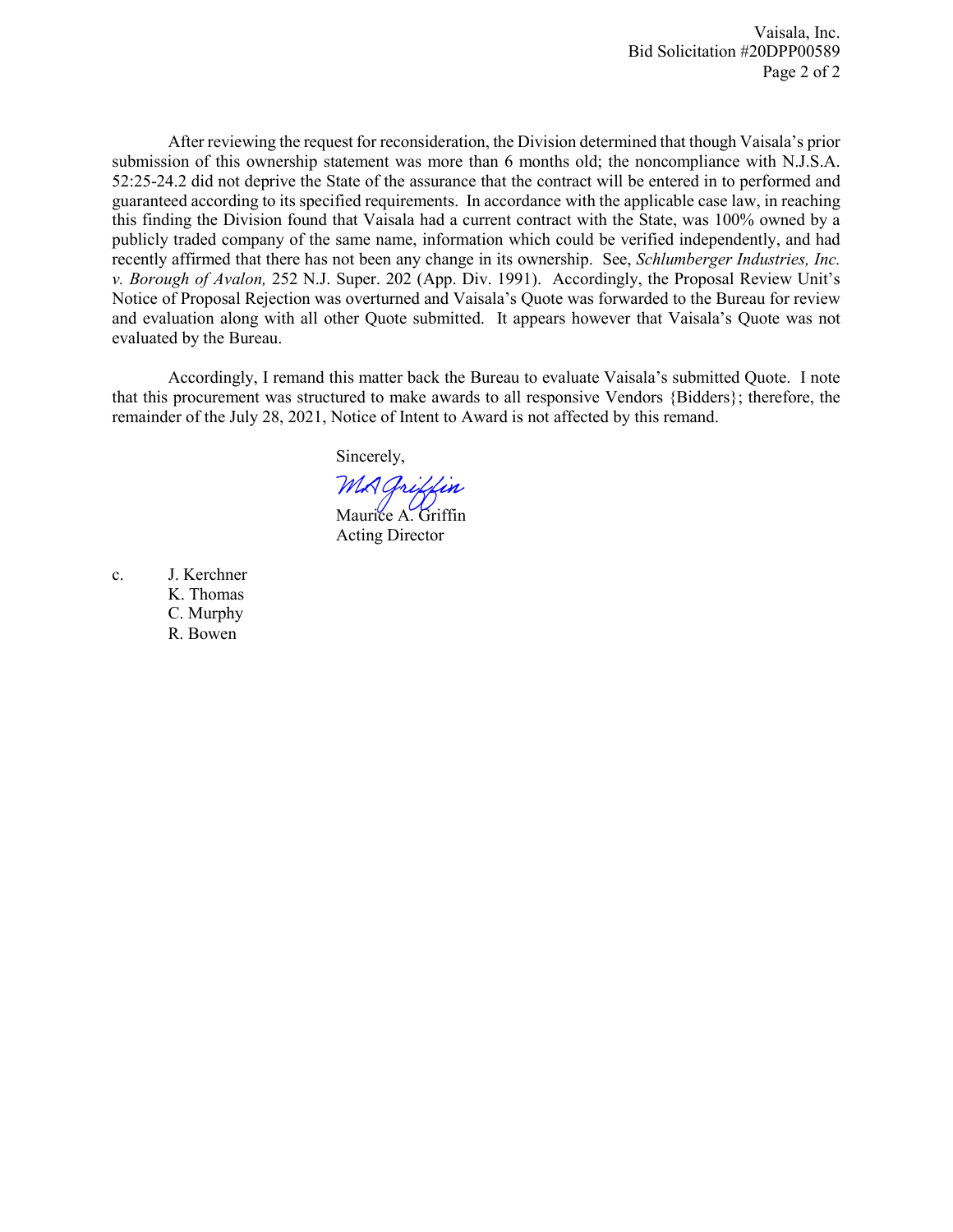After reviewing the request for reconsideration, the Division determined that though Vaisala's prior submission of this ownership statement was more than 6 months old; the noncompliance with N.J.S.A. 52:25-24.2 did not deprive the State of the assurance that the contract will be entered in to performed and guaranteed according to its specified requirements. In accordance with the applicable case law, in reaching this finding the Division found that Vaisala had a current contract with the State, was 100% owned by a publicly traded company of the same name, information which could be verified independently, and had recently affirmed that there has not been any change in its ownership. See, *Schlumberger Industries, Inc. v. Borough of Avalon,* 252 N.J. Super. 202 (App. Div. 1991). Accordingly, the Proposal Review Unit's Notice of Proposal Rejection was overturned and Vaisala's Quote was forwarded to the Bureau for review and evaluation along with all other Quote submitted. It appears however that Vaisala's Quote was not evaluated by the Bureau.

Accordingly, I remand this matter back the Bureau to evaluate Vaisala's submitted Quote. I note that this procurement was structured to make awards to all responsive Vendors {Bidders}; therefore, the remainder of the July 28, 2021, Notice of Intent to Award is not affected by this remand.

Sincerely,

MA Griffin

Maurice A. Griffin
Acting Director

c. J. Kerchner
K. Thomas
C. Murphy
R. Bowen